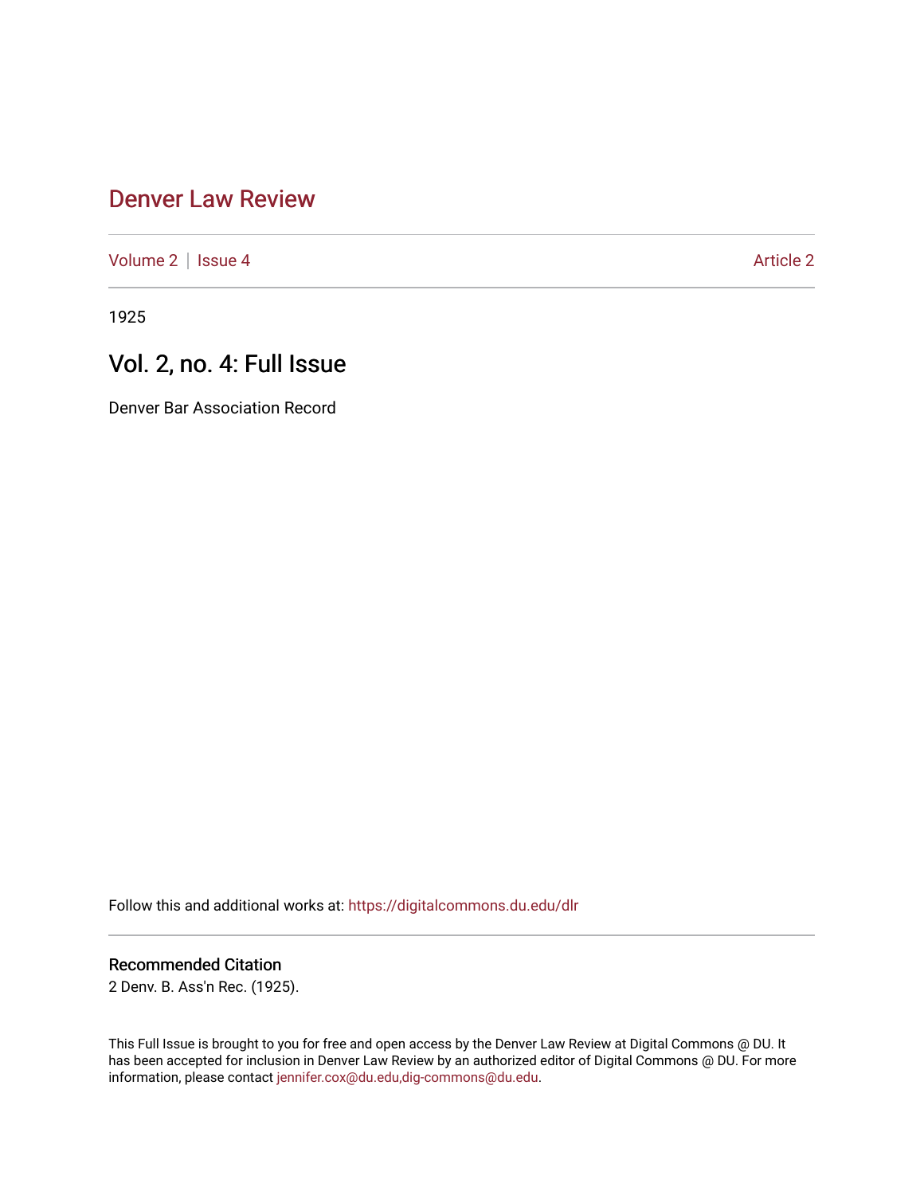# Denver Law Review

Volume 2 | Issue 4 Article 2

1925

## Vol. 2, no. 4: Full Issue

Denver Bar Association Record

Follow this and additional works at: https://digitalcommons.du.edu/dlr

### Recommended Citation

2 Denv. B. Ass'n Rec. (1925).

This Full Issue is brought to you for free and open access by the Denver Law Review at Digital Commons @ DU. It has been accepted for inclusion in Denver Law Review by an authorized editor of Digital Commons @ DU. For more information, please contact jennifer.cox@du.edu,dig-commons@du.edu.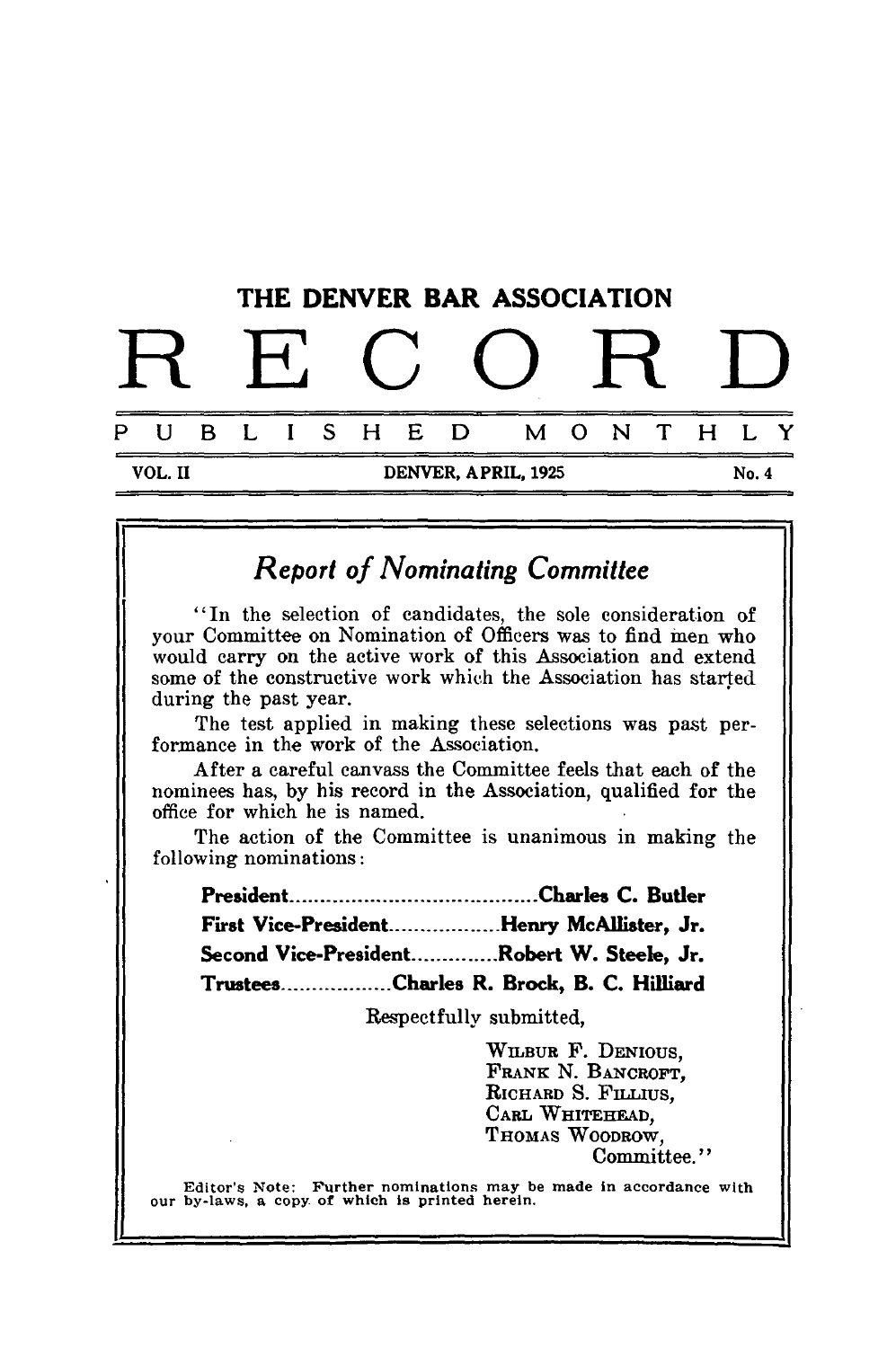THE DENVER BAR ASSOCIATION

# RECORD

PUBLISHED MONTHLY

VOL. II — DENVER, APRIL, 1925 — No. 4

## *Report of Nominating Committee*

"In the selection of candidates, the sole consideration of your Committee on Nomination of Officers was to find men who would carry on the active work of this Association and extend some of the constructive work which the Association has started during the past year.

The test applied in making these selections was past performance in the work of the Association.

After a careful canvass the Committee feels that each of the nominees has, by his record in the Association, qualified for the office for which he is named.

The action of the Committee is unanimous in making the following nominations:

**President**..........................................**Charles C. Butler**

**First Vice-President**..................**Henry McAllister, Jr.**

**Second Vice-President**..............**Robert W. Steele, Jr.**

**Trustees**..................**Charles R. Brock, B. C. Hilliard**

Respectfully submitted,

WILBUR F. DENIOUS,
FRANK N. BANCROFT,
RICHARD S. FILLIUS,
CARL WHITEHEAD,
THOMAS WOODROW,
Committee."

Editor's Note: Further nominations may be made in accordance with our by-laws, a copy of which is printed herein.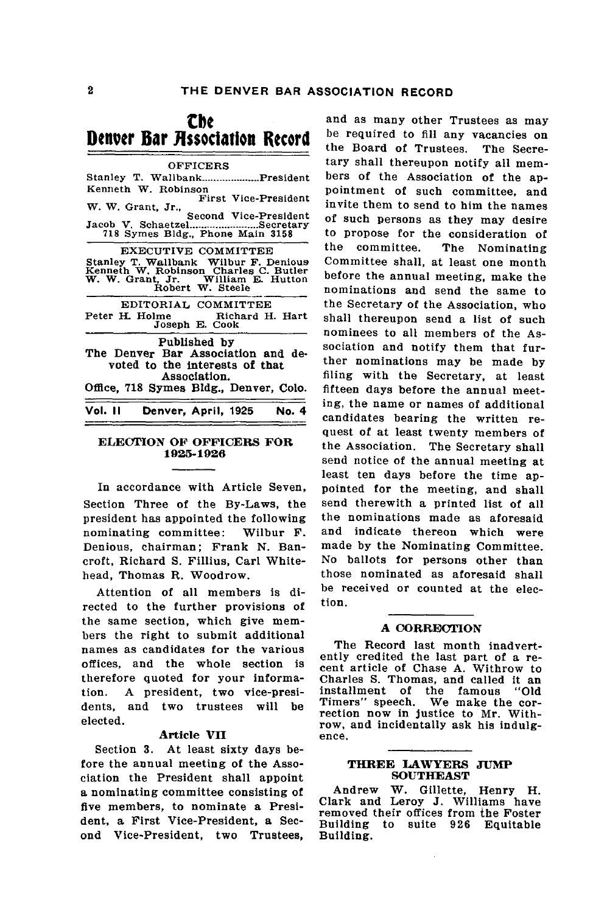# The Denver Bar Association Record

OFFICERS

Stanley T. Wallbank....................President
Kenneth W. Robinson
First Vice-President
W. W. Grant, Jr.,
Second Vice-President
Jacob V. Schaetzel........................Secretary
718 Symes Bldg., Phone Main 3158

EXECUTIVE COMMITTEE

Stanley T. Wallbank Wilbur F. Denious
Kenneth W. Robinson Charles C. Butler
W. W. Grant, Jr. William E. Hutton
Robert W. Steele

EDITORIAL COMMITTEE

Peter H. Holme Richard H. Hart
Joseph E. Cook

Published by
The Denver Bar Association and devoted to the interests of that Association.
Office, 718 Symes Bldg., Denver, Colo.

Vol. II Denver, April, 1925 No. 4

## ELECTION OF OFFICERS FOR 1925-1926

In accordance with Article Seven, Section Three of the By-Laws, the president has appointed the following nominating committee: Wilbur F. Denious, chairman; Frank N. Bancroft, Richard S. Fillius, Carl Whitehead, Thomas R. Woodrow.

Attention of all members is directed to the further provisions of the same section, which give members the right to submit additional names as candidates for the various offices, and the whole section is therefore quoted for your information. A president, two vice-presidents, and two trustees will be elected.

### Article VII

Section 3. At least sixty days before the annual meeting of the Association the President shall appoint a nominating committee consisting of five members, to nominate a President, a First Vice-President, a Second Vice-President, two Trustees, and as many other Trustees as may be required to fill any vacancies on the Board of Trustees. The Secretary shall thereupon notify all members of the Association of the appointment of such committee, and invite them to send to him the names of such persons as they may desire to propose for the consideration of the committee. The Nominating Committee shall, at least one month before the annual meeting, make the nominations and send the same to the Secretary of the Association, who shall thereupon send a list of such nominees to all members of the Association and notify them that further nominations may be made by filing with the Secretary, at least fifteen days before the annual meeting, the name or names of additional candidates bearing the written request of at least twenty members of the Association. The Secretary shall send notice of the annual meeting at least ten days before the time appointed for the meeting, and shall send therewith a printed list of all the nominations made as aforesaid and indicate thereon which were made by the Nominating Committee. No ballots for persons other than those nominated as aforesaid shall be received or counted at the election.

## A CORRECTION

The Record last month inadvertently credited the last part of a recent article of Chase A. Withrow to Charles S. Thomas, and called it an installment of the famous "Old Timers" speech. We make the correction now in justice to Mr. Withrow, and incidentally ask his indulgence.

## THREE LAWYERS JUMP SOUTHEAST

Andrew W. Gillette, Henry H. Clark and Leroy J. Williams have removed their offices from the Foster Building to suite 926 Equitable Building.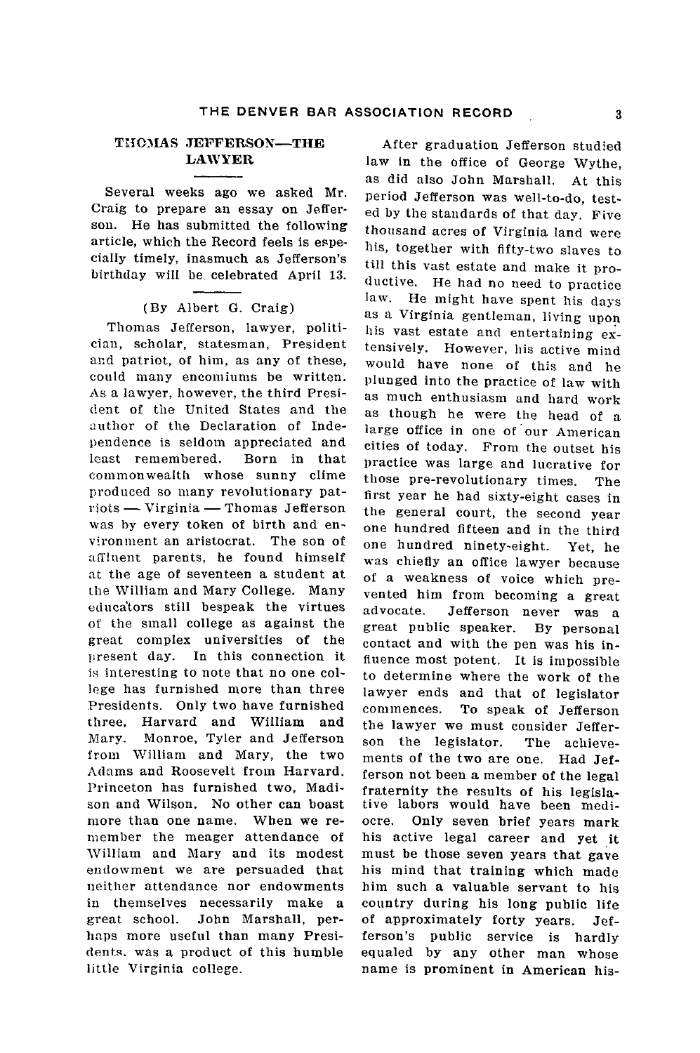## THOMAS JEFFERSON—THE LAWYER

Several weeks ago we asked Mr. Craig to prepare an essay on Jefferson. He has submitted the following article, which the Record feels is especially timely, inasmuch as Jefferson's birthday will be celebrated April 13.

(By Albert G. Craig)

Thomas Jefferson, lawyer, politician, scholar, statesman, President and patriot, of him, as any of these, could many encomiums be written. As a lawyer, however, the third President of the United States and the author of the Declaration of Independence is seldom appreciated and least remembered. Born in that commonwealth whose sunny clime produced so many revolutionary patriots — Virginia — Thomas Jefferson was by every token of birth and environment an aristocrat. The son of affluent parents, he found himself at the age of seventeen a student at the William and Mary College. Many educators still bespeak the virtues of the small college as against the great complex universities of the present day. In this connection it is interesting to note that no one college has furnished more than three Presidents. Only two have furnished three, Harvard and William and Mary. Monroe, Tyler and Jefferson from William and Mary, the two Adams and Roosevelt from Harvard. Princeton has furnished two, Madison and Wilson. No other can boast more than one name. When we remember the meager attendance of William and Mary and its modest endowment we are persuaded that neither attendance nor endowments in themselves necessarily make a great school. John Marshall, perhaps more useful than many Presidents, was a product of this humble little Virginia college.

After graduation Jefferson studied law in the office of George Wythe, as did also John Marshall. At this period Jefferson was well-to-do, tested by the standards of that day. Five thousand acres of Virginia land were his, together with fifty-two slaves to till this vast estate and make it productive. He had no need to practice law. He might have spent his days as a Virginia gentleman, living upon his vast estate and entertaining extensively. However, his active mind would have none of this and he plunged into the practice of law with as much enthusiasm and hard work as though he were the head of a large office in one of our American cities of today. From the outset his practice was large and lucrative for those pre-revolutionary times. The first year he had sixty-eight cases in the general court, the second year one hundred fifteen and in the third one hundred ninety-eight. Yet, he was chiefly an office lawyer because of a weakness of voice which prevented him from becoming a great advocate. Jefferson never was a great public speaker. By personal contact and with the pen was his influence most potent. It is impossible to determine where the work of the lawyer ends and that of legislator commences. To speak of Jefferson the lawyer we must consider Jefferson the legislator. The achievements of the two are one. Had Jefferson not been a member of the legal fraternity the results of his legislative labors would have been mediocre. Only seven brief years mark his active legal career and yet it must be those seven years that gave his mind that training which made him such a valuable servant to his country during his long public life of approximately forty years. Jefferson's public service is hardly equaled by any other man whose name is prominent in American his-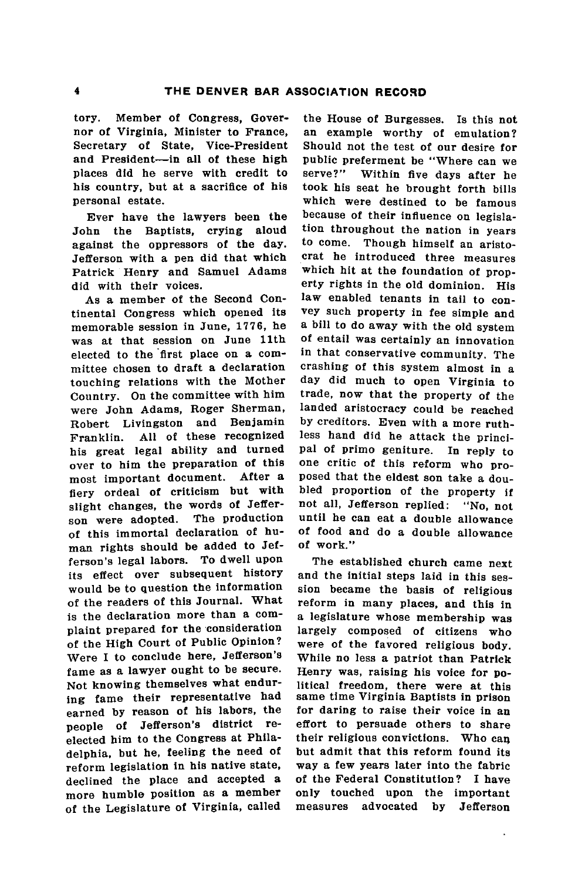tory. Member of Congress, Governor of Virginia, Minister to France, Secretary of State, Vice-President and President—in all of these high places did he serve with credit to his country, but at a sacrifice of his personal estate.

Ever have the lawyers been the John the Baptists, crying aloud against the oppressors of the day. Jefferson with a pen did that which Patrick Henry and Samuel Adams did with their voices.

As a member of the Second Continental Congress which opened its memorable session in June, 1776, he was at that session on June 11th elected to the first place on a committee chosen to draft a declaration touching relations with the Mother Country. On the committee with him were John Adams, Roger Sherman, Robert Livingston and Benjamin Franklin. All of these recognized his great legal ability and turned over to him the preparation of this most important document. After a fiery ordeal of criticism but with slight changes, the words of Jefferson were adopted. The production of this immortal declaration of human rights should be added to Jefferson's legal labors. To dwell upon its effect over subsequent history would be to question the information of the readers of this Journal. What is the declaration more than a complaint prepared for the consideration of the High Court of Public Opinion? Were I to conclude here, Jefferson's fame as a lawyer ought to be secure. Not knowing themselves what enduring fame their representative had earned by reason of his labors, the people of Jefferson's district reelected him to the Congress at Philadelphia, but he, feeling the need of reform legislation in his native state, declined the place and accepted a more humble position as a member of the Legislature of Virginia, called the House of Burgesses. Is this not an example worthy of emulation? Should not the test of our desire for public preferment be "Where can we serve?" Within five days after he took his seat he brought forth bills which were destined to be famous because of their influence on legislation throughout the nation in years to come. Though himself an aristocrat he introduced three measures which hit at the foundation of property rights in the old dominion. His law enabled tenants in tail to convey such property in fee simple and a bill to do away with the old system of entail was certainly an innovation in that conservative community. The crashing of this system almost in a day did much to open Virginia to trade, now that the property of the landed aristocracy could be reached by creditors. Even with a more ruthless hand did he attack the principal of primo geniture. In reply to one critic of this reform who proposed that the eldest son take a doubled proportion of the property if not all, Jefferson replied: "No, not until he can eat a double allowance of food and do a double allowance of work."

The established church came next and the initial steps laid in this session became the basis of religious reform in many places, and this in a legislature whose membership was largely composed of citizens who were of the favored religious body. While no less a patriot than Patrick Henry was, raising his voice for political freedom, there were at this same time Virginia Baptists in prison for daring to raise their voice in an effort to persuade others to share their religious convictions. Who can but admit that this reform found its way a few years later into the fabric of the Federal Constitution? I have only touched upon the important measures advocated by Jefferson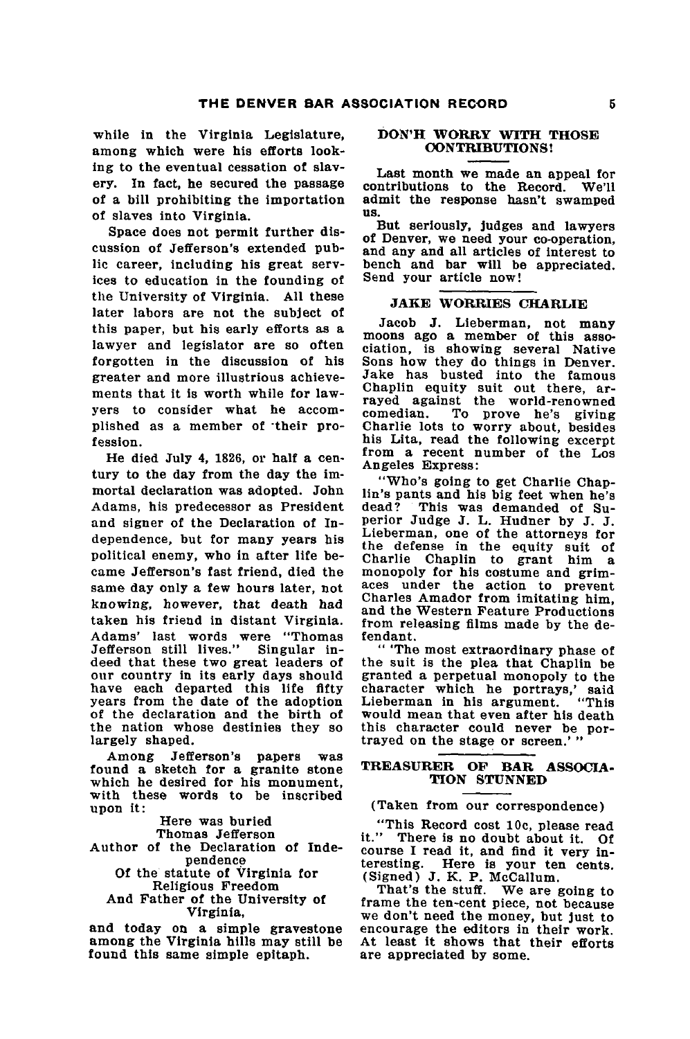while in the Virginia Legislature, among which were his efforts looking to the eventual cessation of slavery. In fact, he secured the passage of a bill prohibiting the importation of slaves into Virginia.

Space does not permit further discussion of Jefferson's extended public career, including his great services to education in the founding of the University of Virginia. All these later labors are not the subject of this paper, but his early efforts as a lawyer and legislator are so often forgotten in the discussion of his greater and more illustrious achievements that it is worth while for lawyers to consider what he accomplished as a member of their profession.

He died July 4, 1826, or half a century to the day from the day the immortal declaration was adopted. John Adams, his predecessor as President and signer of the Declaration of Independence, but for many years his political enemy, who in after life became Jefferson's fast friend, died the same day only a few hours later, not knowing, however, that death had taken his friend in distant Virginia. Adams' last words were "Thomas Jefferson still lives." Singular indeed that these two great leaders of our country in its early days should have each departed this life fifty years from the date of the adoption of the declaration and the birth of the nation whose destinies they so largely shaped.

Among Jefferson's papers was found a sketch for a granite stone which he desired for his monument, with these words to be inscribed upon it:

Here was buried
Thomas Jefferson
Author of the Declaration of Independence
Of the statute of Virginia for Religious Freedom
And Father of the University of Virginia,

and today on a simple gravestone among the Virginia hills may still be found this same simple epitaph.

## DON'H WORRY WITH THOSE CONTRIBUTIONS!

Last month we made an appeal for contributions to the Record. We'll admit the response hasn't swamped us.

But seriously, judges and lawyers of Denver, we need your co-operation, and any and all articles of interest to bench and bar will be appreciated. Send your article now!

## JAKE WORRIES CHARLIE

Jacob J. Lieberman, not many moons ago a member of this association, is showing several Native Sons how they do things in Denver. Jake has busted into the famous Chaplin equity suit out there, arrayed against the world-renowned comedian. To prove he's giving Charlie lots to worry about, besides his Lita, read the following excerpt from a recent number of the Los Angeles Express:

"Who's going to get Charlie Chaplin's pants and his big feet when he's dead? This was demanded of Superior Judge J. L. Hudner by J. J. Lieberman, one of the attorneys for the defense in the equity suit of Charlie Chaplin to grant him a monopoly for his costume and grimaces under the action to prevent Charles Amador from imitating him, and the Western Feature Productions from releasing films made by the defendant.

" 'The most extraordinary phase of the suit is the plea that Chaplin be granted a perpetual monopoly to the character which he portrays,' said Lieberman in his argument. "This would mean that even after his death this character could never be portrayed on the stage or screen.' "

## TREASURER OF BAR ASSOCIATION STUNNED

(Taken from our correspondence)

"This Record cost 10c, please read it." There is no doubt about it. Of course I read it, and find it very interesting. Here is your ten cents. (Signed) J. K. P. McCallum.

That's the stuff. We are going to frame the ten-cent piece, not because we don't need the money, but just to encourage the editors in their work. At least it shows that their efforts are appreciated by some.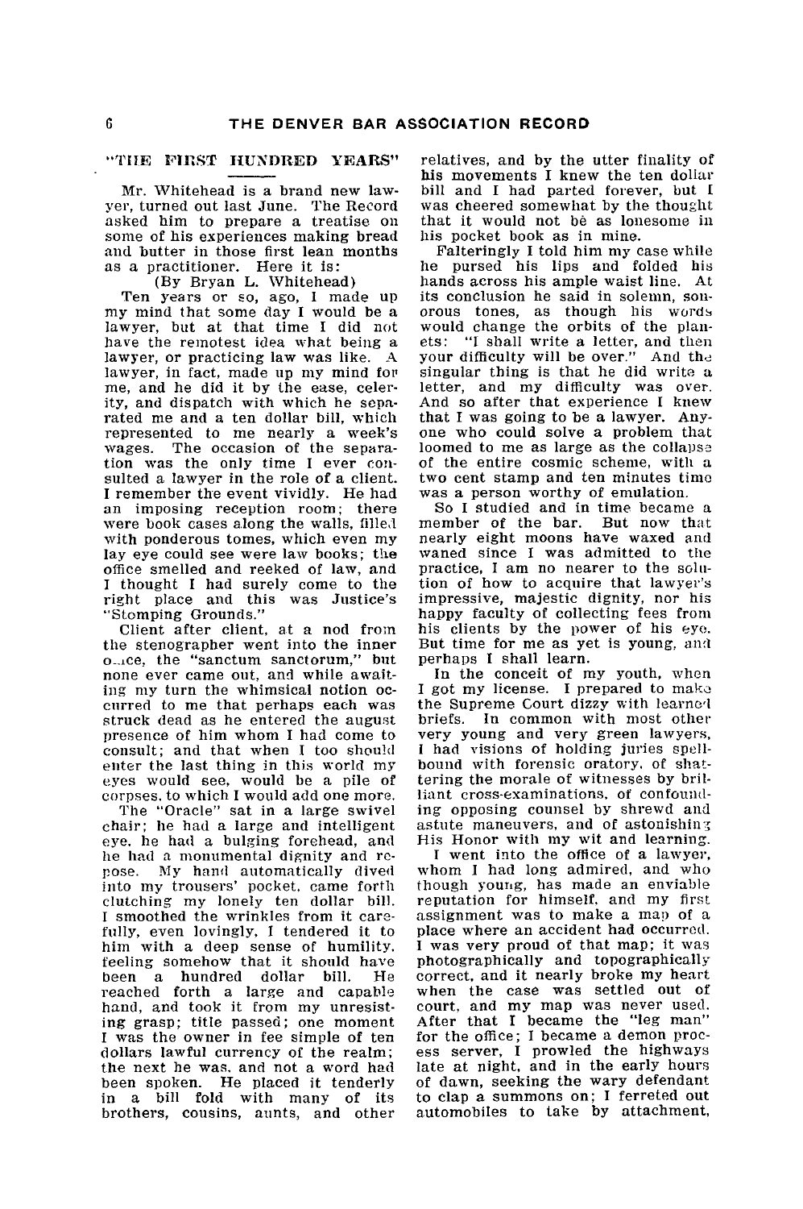## "THE FIRST HUNDRED YEARS"

Mr. Whitehead is a brand new lawyer, turned out last June. The Record asked him to prepare a treatise on some of his experiences making bread and butter in those first lean months as a practitioner. Here it is:

(By Bryan L. Whitehead)

Ten years or so, ago, I made up my mind that some day I would be a lawyer, but at that time I did not have the remotest idea what being a lawyer, or practicing law was like. A lawyer, in fact, made up my mind for me, and he did it by the ease, celerity, and dispatch with which he separated me and a ten dollar bill, which represented to me nearly a week's wages. The occasion of the separation was the only time I ever consulted a lawyer in the role of a client. I remember the event vividly. He had an imposing reception room; there were book cases along the walls, filled with ponderous tomes, which even my lay eye could see were law books; the office smelled and reeked of law, and I thought I had surely come to the right place and this was Justice's "Stomping Grounds."

Client after client, at a nod from the stenographer went into the inner office, the "sanctum sanctorum," but none ever came out, and while awaiting my turn the whimsical notion occurred to me that perhaps each was struck dead as he entered the august presence of him whom I had come to consult; and that when I too should enter the last thing in this world my eyes would see, would be a pile of corpses, to which I would add one more.

The "Oracle" sat in a large swivel chair; he had a large and intelligent eye, he had a bulging forehead, and he had a monumental dignity and repose. My hand automatically dived into my trousers' pocket, came forth clutching my lonely ten dollar bill. I smoothed the wrinkles from it carefully, even lovingly, I tendered it to him with a deep sense of humility, feeling somehow that it should have been a hundred dollar bill. He reached forth a large and capable hand, and took it from my unresisting grasp; title passed; one moment I was the owner in fee simple of ten dollars lawful currency of the realm; the next he was, and not a word had been spoken. He placed it tenderly in a bill fold with many of its brothers, cousins, aunts, and other relatives, and by the utter finality of his movements I knew the ten dollar bill and I had parted forever, but I was cheered somewhat by the thought that it would not be as lonesome in his pocket book as in mine.

Falteringly I told him my case while he pursed his lips and folded his hands across his ample waist line. At its conclusion he said in solemn, sonorous tones, as though his words would change the orbits of the planets: "I shall write a letter, and then your difficulty will be over." And the singular thing is that he did write a letter, and my difficulty was over. And so after that experience I knew that I was going to be a lawyer. Anyone who could solve a problem that loomed to me as large as the collapse of the entire cosmic scheme, with a two cent stamp and ten minutes time was a person worthy of emulation.

So I studied and in time became a member of the bar. But now that nearly eight moons have waxed and waned since I was admitted to the practice, I am no nearer to the solution of how to acquire that lawyer's impressive, majestic dignity, nor his happy faculty of collecting fees from his clients by the power of his eye. But time for me as yet is young, and perhaps I shall learn.

In the conceit of my youth, when I got my license. I prepared to make the Supreme Court dizzy with learned briefs. In common with most other very young and very green lawyers, I had visions of holding juries spellbound with forensic oratory, of shattering the morale of witnesses by brilliant cross-examinations, of confounding opposing counsel by shrewd and astute maneuvers, and of astonishing His Honor with my wit and learning.

I went into the office of a lawyer, whom I had long admired, and who though young, has made an enviable reputation for himself, and my first assignment was to make a map of a place where an accident had occurred. I was very proud of that map; it was photographically and topographically correct, and it nearly broke my heart when the case was settled out of court, and my map was never used. After that I became the "leg man" for the office; I became a demon process server, I prowled the highways late at night, and in the early hours of dawn, seeking the wary defendant to clap a summons on; I ferreted out automobiles to take by attachment,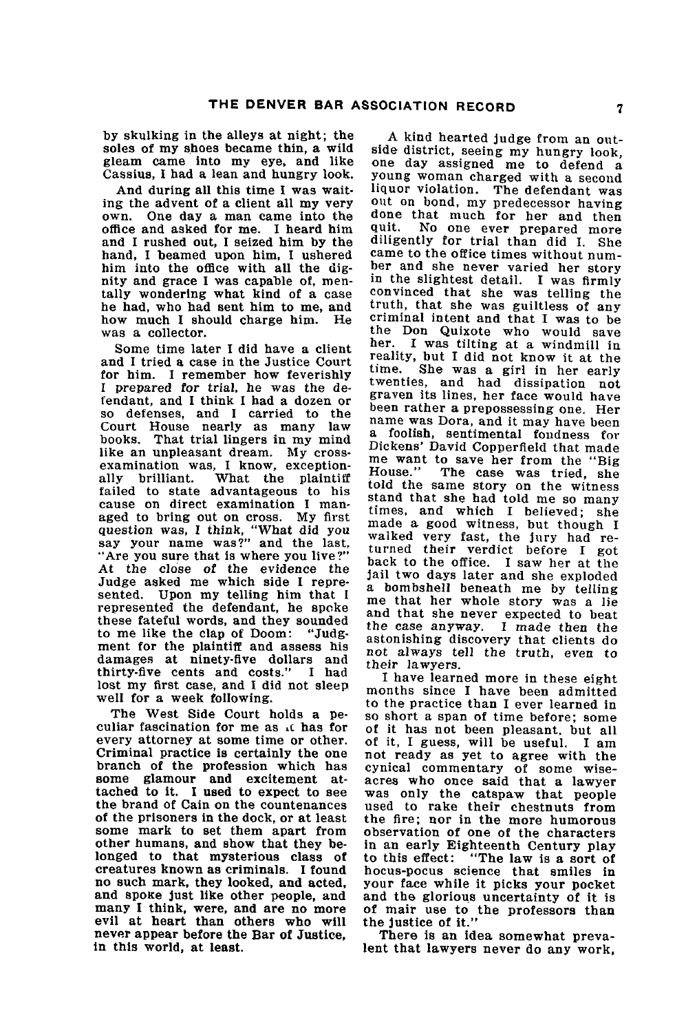by skulking in the alleys at night; the soles of my shoes became thin, a wild gleam came into my eye, and like Cassius, I had a lean and hungry look.

And during all this time I was waiting the advent of a client all my very own. One day a man came into the office and asked for me. I heard him and I rushed out, I seized him by the hand, I beamed upon him, I ushered him into the office with all the dignity and grace I was capable of, mentally wondering what kind of a case he had, who had sent him to me, and how much I should charge him. He was a collector.

Some time later I did have a client and I tried a case in the Justice Court for him. I remember how feverishly I prepared for trial, he was the defendant, and I think I had a dozen or so defenses, and I carried to the Court House nearly as many law books. That trial lingers in my mind like an unpleasant dream. My cross-examination was, I know, exceptionally brilliant. What the plaintiff failed to state advantageous to his cause on direct examination I managed to bring out on cross. My first question was, I think, "What did you say your name was?" and the last, "Are you sure that is where you live?" At the close of the evidence the Judge asked me which side I represented. Upon my telling him that I represented the defendant, he spoke these fateful words, and they sounded to me like the clap of Doom: "Judgment for the plaintiff and assess his damages at ninety-five dollars and thirty-five cents and costs." I had lost my first case, and I did not sleep well for a week following.

The West Side Court holds a peculiar fascination for me as it has for every attorney at some time or other. Criminal practice is certainly the one branch of the profession which has some glamour and excitement attached to it. I used to expect to see the brand of Cain on the countenances of the prisoners in the dock, or at least some mark to set them apart from other humans, and show that they belonged to that mysterious class of creatures known as criminals. I found no such mark, they looked, and acted, and spoke just like other people, and many I think, were, and are no more evil at heart than others who will never appear before the Bar of Justice, in this world, at least.

A kind hearted judge from an outside district, seeing my hungry look, one day assigned me to defend a young woman charged with a second liquor violation. The defendant was out on bond, my predecessor having done that much for her and then quit. No one ever prepared more diligently for trial than did I. She came to the office times without number and she never varied her story in the slightest detail. I was firmly convinced that she was telling the truth, that she was guiltless of any criminal intent and that I was to be the Don Quixote who would save her. I was tilting at a windmill in reality, but I did not know it at the time. She was a girl in her early twenties, and had dissipation not graven its lines, her face would have been rather a prepossessing one. Her name was Dora, and it may have been a foolish, sentimental fondness for Dickens' David Copperfield that made me want to save her from the "Big House." The case was tried, she told the same story on the witness stand that she had told me so many times, and which I believed; she made a good witness, but though I walked very fast, the jury had returned their verdict before I got back to the office. I saw her at the jail two days later and she exploded a bombshell beneath me by telling me that her whole story was a lie and that she never expected to beat the case anyway. I made then the astonishing discovery that clients do not always tell the truth, even to their lawyers.

I have learned more in these eight months since I have been admitted to the practice than I ever learned in so short a span of time before; some of it has not been pleasant, but all of it, I guess, will be useful. I am not ready as yet to agree with the cynical commentary of some wiseacres who once said that a lawyer was only the catspaw that people used to rake their chestnuts from the fire; nor in the more humorous observation of one of the characters in an early Eighteenth Century play to this effect: "The law is a sort of hocus-pocus science that smiles in your face while it picks your pocket and the glorious uncertainty of it is of mair use to the professors than the justice of it."

There is an idea somewhat prevalent that lawyers never do any work,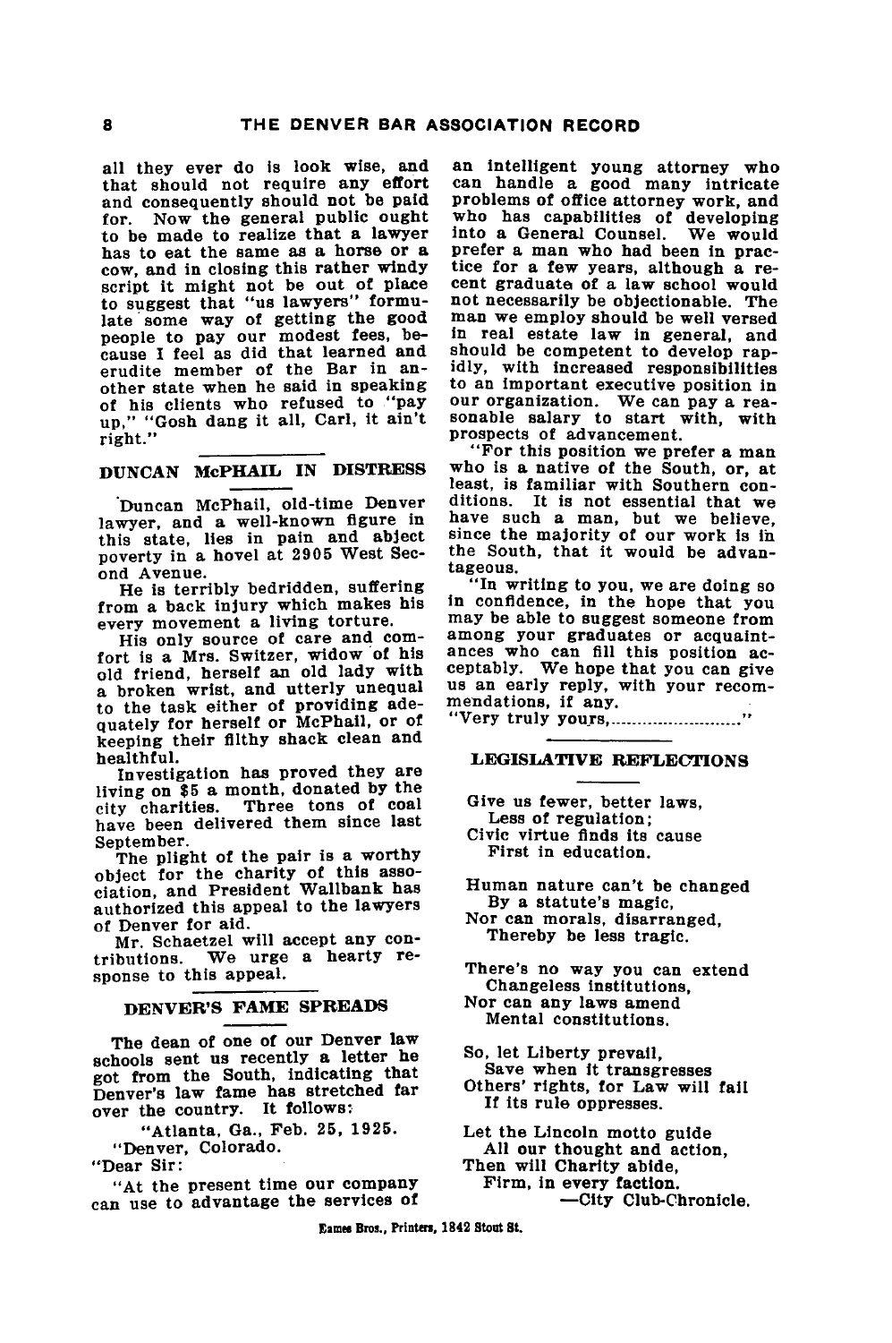all they ever do is look wise, and that should not require any effort and consequently should not be paid for. Now the general public ought to be made to realize that a lawyer has to eat the same as a horse or a cow, and in closing this rather windy script it might not be out of place to suggest that "us lawyers" formulate some way of getting the good people to pay our modest fees, because I feel as did that learned and erudite member of the Bar in another state when he said in speaking of his clients who refused to "pay up," "Gosh dang it all, Carl, it ain't right."

## DUNCAN McPHAIL IN DISTRESS

Duncan McPhail, old-time Denver lawyer, and a well-known figure in this state, lies in pain and abject poverty in a hovel at 2905 West Second Avenue.

He is terribly bedridden, suffering from a back injury which makes his every movement a living torture.

His only source of care and comfort is a Mrs. Switzer, widow of his old friend, herself an old lady with a broken wrist, and utterly unequal to the task either of providing adequately for herself or McPhail, or of keeping their filthy shack clean and healthful.

Investigation has proved they are living on $5 a month, donated by the city charities. Three tons of coal have been delivered them since last September.

The plight of the pair is a worthy object for the charity of this association, and President Wallbank has authorized this appeal to the lawyers of Denver for aid.

Mr. Schaetzel will accept any contributions. We urge a hearty response to this appeal.

## DENVER'S FAME SPREADS

The dean of one of our Denver law schools sent us recently a letter he got from the South, indicating that Denver's law fame has stretched far over the country. It follows:

"Atlanta, Ga., Feb. 25, 1925.

"Denver, Colorado.

"Dear Sir:

"At the present time our company can use to advantage the services of an intelligent young attorney who can handle a good many intricate problems of office attorney work, and who has capabilities of developing into a General Counsel. We would prefer a man who had been in practice for a few years, although a recent graduate of a law school would not necessarily be objectionable. The man we employ should be well versed in real estate law in general, and should be competent to develop rapidly, with increased responsibilities to an important executive position in our organization. We can pay a reasonable salary to start with, with prospects of advancement.

"For this position we prefer a man who is a native of the South, or, at least, is familiar with Southern conditions. It is not essential that we have such a man, but we believe, since the majority of our work is in the South, that it would be advantageous.

"In writing to you, we are doing so in confidence, in the hope that you may be able to suggest someone from among your graduates or acquaintances who can fill this position acceptably. We hope that you can give us an early reply, with your recommendations, if any.

"Very truly yours,............................"

## LEGISLATIVE REFLECTIONS

Give us fewer, better laws,
Less of regulation;
Civic virtue finds its cause
First in education.

Human nature can't be changed
By a statute's magic,
Nor can morals, disarranged,
Thereby be less tragic.

There's no way you can extend
Changeless institutions,
Nor can any laws amend
Mental constitutions.

So, let Liberty prevail,
Save when it transgresses
Others' rights, for Law will fail
If its rule oppresses.

Let the Lincoln motto guide
All our thought and action,
Then will Charity abide,
Firm, in every faction.

—City Club-Chronicle.

Eames Bros., Printers, 1842 Stout St.